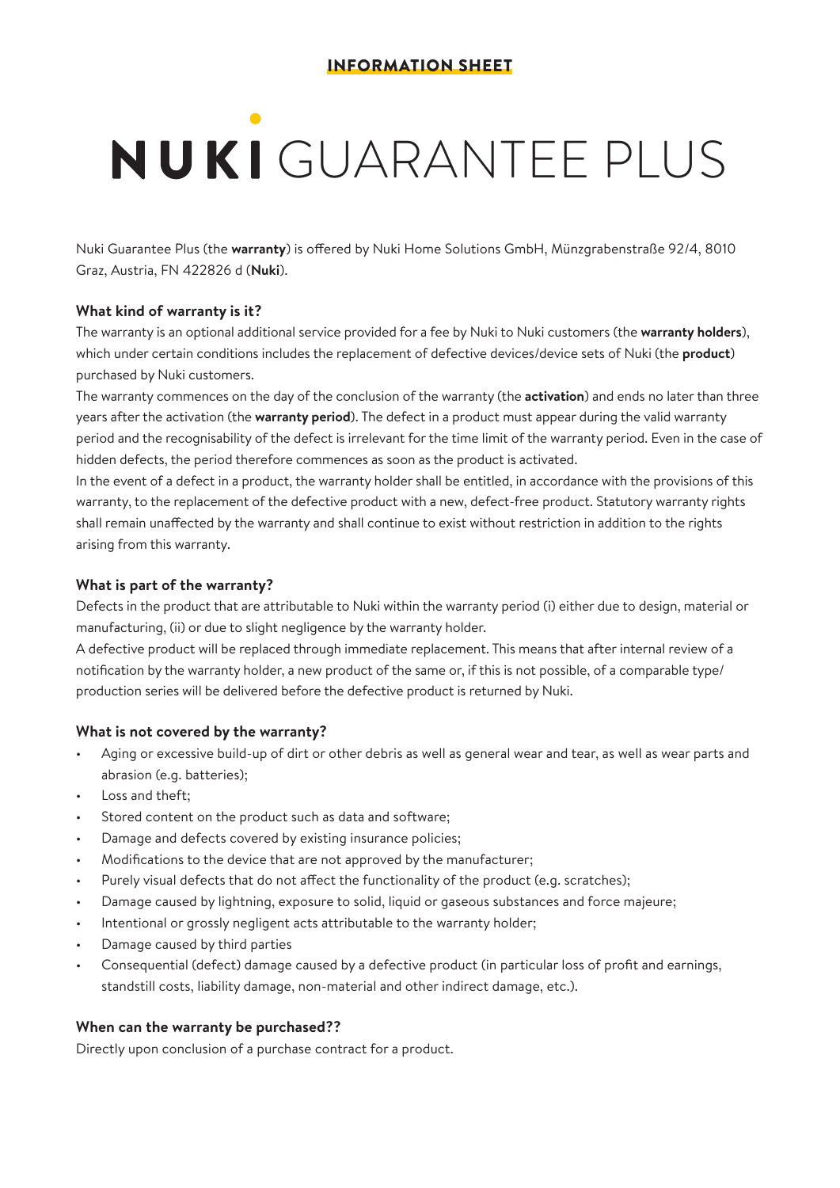**INFORMATION SHEET**

# NUKI GUARANTEE PLUS

Nuki Guarantee Plus (the **warranty**) is offered by Nuki Home Solutions GmbH, Münzgrabenstraße 92/4, 8010 Graz, Austria, FN 422826 d (**Nuki**).

### What kind of warranty is it?

The warranty is an optional additional service provided for a fee by Nuki to Nuki customers (the **warranty holders**), which under certain conditions includes the replacement of defective devices/device sets of Nuki (the **product**) purchased by Nuki customers.

The warranty commences on the day of the conclusion of the warranty (the **activation**) and ends no later than three years after the activation (the **warranty period**). The defect in a product must appear during the valid warranty period and the recognisability of the defect is irrelevant for the time limit of the warranty period. Even in the case of hidden defects, the period therefore commences as soon as the product is activated.

In the event of a defect in a product, the warranty holder shall be entitled, in accordance with the provisions of this warranty, to the replacement of the defective product with a new, defect-free product. Statutory warranty rights shall remain unaffected by the warranty and shall continue to exist without restriction in addition to the rights arising from this warranty.

### What is part of the warranty?

Defects in the product that are attributable to Nuki within the warranty period (i) either due to design, material or manufacturing, (ii) or due to slight negligence by the warranty holder.

A defective product will be replaced through immediate replacement. This means that after internal review of a notification by the warranty holder, a new product of the same or, if this is not possible, of a comparable type/production series will be delivered before the defective product is returned by Nuki.

### What is not covered by the warranty?

- Aging or excessive build-up of dirt or other debris as well as general wear and tear, as well as wear parts and abrasion (e.g. batteries);
- Loss and theft;
- Stored content on the product such as data and software;
- Damage and defects covered by existing insurance policies;
- Modifications to the device that are not approved by the manufacturer;
- Purely visual defects that do not affect the functionality of the product (e.g. scratches);
- Damage caused by lightning, exposure to solid, liquid or gaseous substances and force majeure;
- Intentional or grossly negligent acts attributable to the warranty holder;
- Damage caused by third parties
- Consequential (defect) damage caused by a defective product (in particular loss of profit and earnings, standstill costs, liability damage, non-material and other indirect damage, etc.).

### When can the warranty be purchased??

Directly upon conclusion of a purchase contract for a product.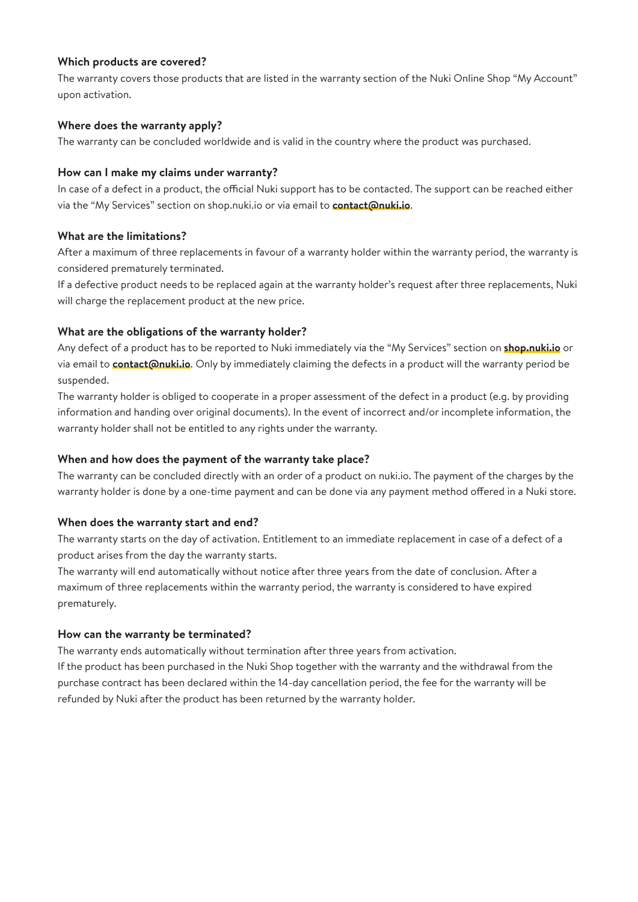### Which products are covered?

The warranty covers those products that are listed in the warranty section of the Nuki Online Shop "My Account" upon activation.

### Where does the warranty apply?

The warranty can be concluded worldwide and is valid in the country where the product was purchased.

### How can I make my claims under warranty?

In case of a defect in a product, the official Nuki support has to be contacted. The support can be reached either via the "My Services" section on shop.nuki.io or via email to **contact@nuki.io**.

### What are the limitations?

After a maximum of three replacements in favour of a warranty holder within the warranty period, the warranty is considered prematurely terminated.

If a defective product needs to be replaced again at the warranty holder's request after three replacements, Nuki will charge the replacement product at the new price.

### What are the obligations of the warranty holder?

Any defect of a product has to be reported to Nuki immediately via the "My Services" section on **shop.nuki.io** or via email to **contact@nuki.io**. Only by immediately claiming the defects in a product will the warranty period be suspended.

The warranty holder is obliged to cooperate in a proper assessment of the defect in a product (e.g. by providing information and handing over original documents). In the event of incorrect and/or incomplete information, the warranty holder shall not be entitled to any rights under the warranty.

### When and how does the payment of the warranty take place?

The warranty can be concluded directly with an order of a product on nuki.io. The payment of the charges by the warranty holder is done by a one-time payment and can be done via any payment method offered in a Nuki store.

### When does the warranty start and end?

The warranty starts on the day of activation. Entitlement to an immediate replacement in case of a defect of a product arises from the day the warranty starts.

The warranty will end automatically without notice after three years from the date of conclusion. After a maximum of three replacements within the warranty period, the warranty is considered to have expired prematurely.

### How can the warranty be terminated?

The warranty ends automatically without termination after three years from activation.

If the product has been purchased in the Nuki Shop together with the warranty and the withdrawal from the purchase contract has been declared within the 14-day cancellation period, the fee for the warranty will be refunded by Nuki after the product has been returned by the warranty holder.